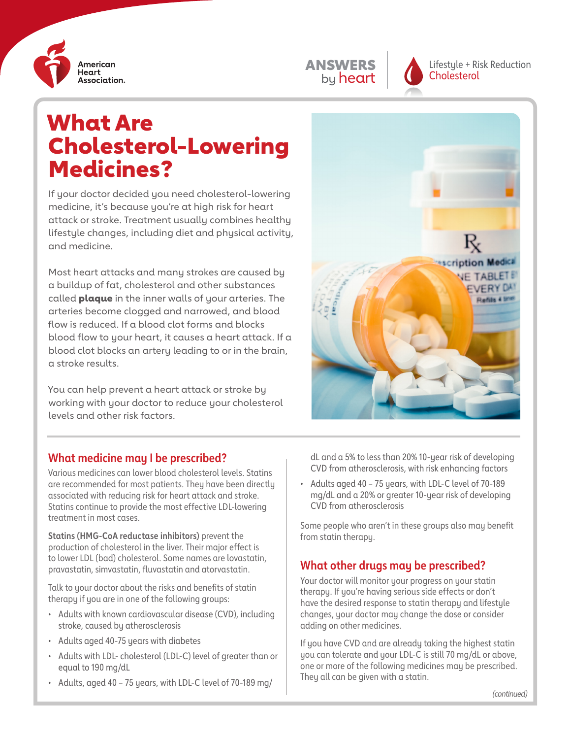American Heart Association.

ANSWERS by heart

Lifestyle + Risk Reduction
Cholesterol

# What Are Cholesterol-Lowering Medicines?

If your doctor decided you need cholesterol-lowering medicine, it's because you're at high risk for heart attack or stroke. Treatment usually combines healthy lifestyle changes, including diet and physical activity, and medicine.

Most heart attacks and many strokes are caused by a buildup of fat, cholesterol and other substances called **plaque** in the inner walls of your arteries. The arteries become clogged and narrowed, and blood flow is reduced. If a blood clot forms and blocks blood flow to your heart, it causes a heart attack. If a blood clot blocks an artery leading to or in the brain, a stroke results.

You can help prevent a heart attack or stroke by working with your doctor to reduce your cholesterol levels and other risk factors.

## What medicine may I be prescribed?

Various medicines can lower blood cholesterol levels. Statins are recommended for most patients. They have been directly associated with reducing risk for heart attack and stroke. Statins continue to provide the most effective LDL-lowering treatment in most cases.

**Statins (HMG-CoA reductase inhibitors)** prevent the production of cholesterol in the liver. Their major effect is to lower LDL (bad) cholesterol. Some names are lovastatin, pravastatin, simvastatin, fluvastatin and atorvastatin.

Talk to your doctor about the risks and benefits of statin therapy if you are in one of the following groups:

- Adults with known cardiovascular disease (CVD), including stroke, caused by atherosclerosis
- Adults aged 40-75 years with diabetes
- Adults with LDL- cholesterol (LDL-C) level of greater than or equal to 190 mg/dL
- Adults, aged 40 – 75 years, with LDL-C level of 70-189 mg/dL and a 5% to less than 20% 10-year risk of developing CVD from atherosclerosis, with risk enhancing factors
- Adults aged 40 – 75 years, with LDL-C level of 70-189 mg/dL and a 20% or greater 10-year risk of developing CVD from atherosclerosis

Some people who aren't in these groups also may benefit from statin therapy.

## What other drugs may be prescribed?

Your doctor will monitor your progress on your statin therapy. If you're having serious side effects or don't have the desired response to statin therapy and lifestyle changes, your doctor may change the dose or consider adding on other medicines.

If you have CVD and are already taking the highest statin you can tolerate and your LDL-C is still 70 mg/dL or above, one or more of the following medicines may be prescribed. They all can be given with a statin.

*(continued)*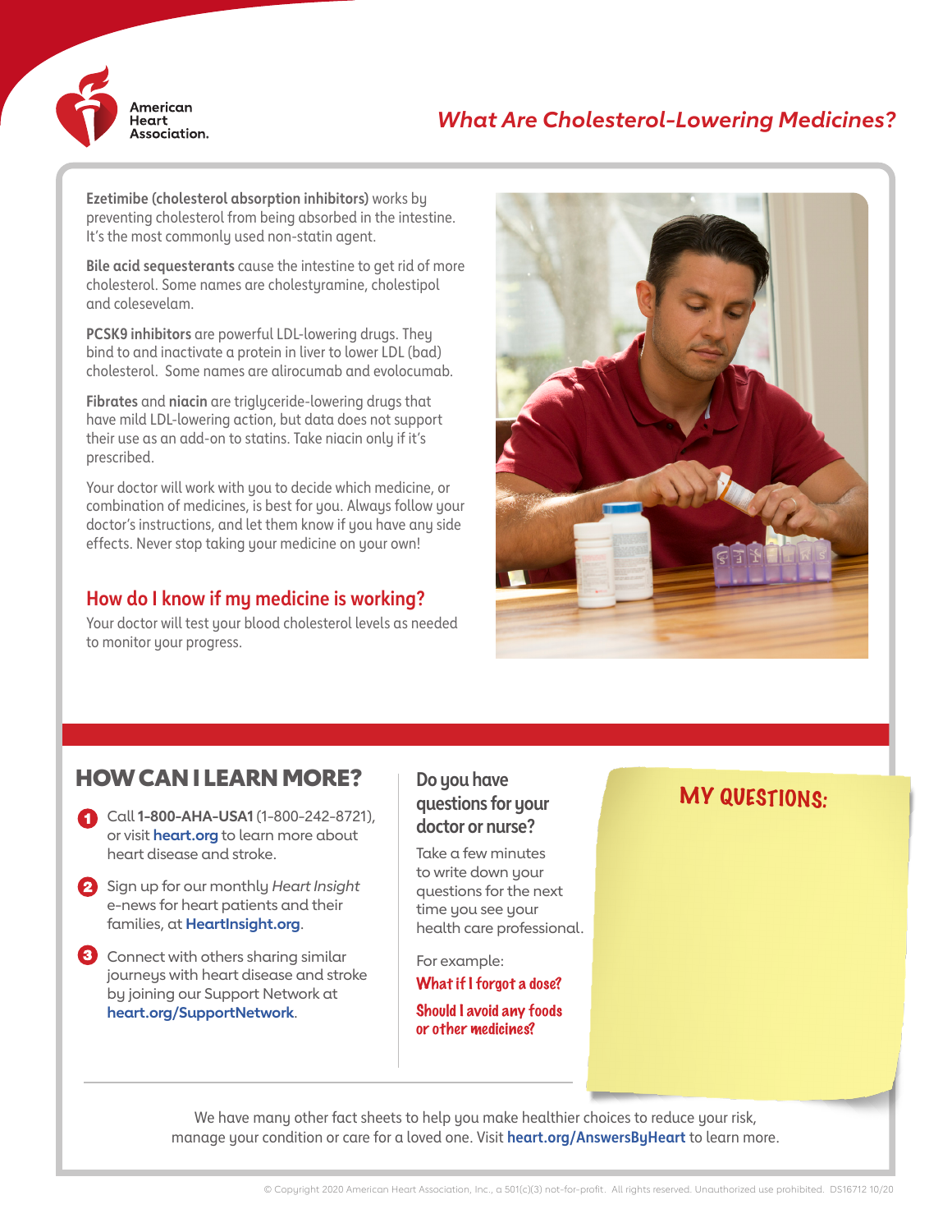**Ezetimibe (cholesterol absorption inhibitors)** works by preventing cholesterol from being absorbed in the intestine. It's the most commonly used non-statin agent.

**Bile acid sequesterants** cause the intestine to get rid of more cholesterol. Some names are cholestyramine, cholestipol and colesevelam.

**PCSK9 inhibitors** are powerful LDL-lowering drugs. They bind to and inactivate a protein in liver to lower LDL (bad) cholesterol. Some names are alirocumab and evolocumab.

**Fibrates** and **niacin** are triglyceride-lowering drugs that have mild LDL-lowering action, but data does not support their use as an add-on to statins. Take niacin only if it's prescribed.

Your doctor will work with you to decide which medicine, or combination of medicines, is best for you. Always follow your doctor's instructions, and let them know if you have any side effects. Never stop taking your medicine on your own!

## How do I know if my medicine is working?

Your doctor will test your blood cholesterol levels as needed to monitor your progress.

## HOW CAN I LEARN MORE?

1. Call **1-800-AHA-USA1** (1-800-242-8721), or visit **heart.org** to learn more about heart disease and stroke.
2. Sign up for our monthly *Heart Insight* e-news for heart patients and their families, at **HeartInsight.org**.
3. Connect with others sharing similar journeys with heart disease and stroke by joining our Support Network at **heart.org/SupportNetwork**.

## Do you have questions for your doctor or nurse?

Take a few minutes to write down your questions for the next time you see your health care professional.

For example:

**What if I forgot a dose?**

**Should I avoid any foods or other medicines?**

## MY QUESTIONS:

We have many other fact sheets to help you make healthier choices to reduce your risk, manage your condition or care for a loved one. Visit **heart.org/AnswersByHeart** to learn more.

© Copyright 2020 American Heart Association, Inc., a 501(c)(3) not-for-profit. All rights reserved. Unauthorized use prohibited. DS16712 10/20